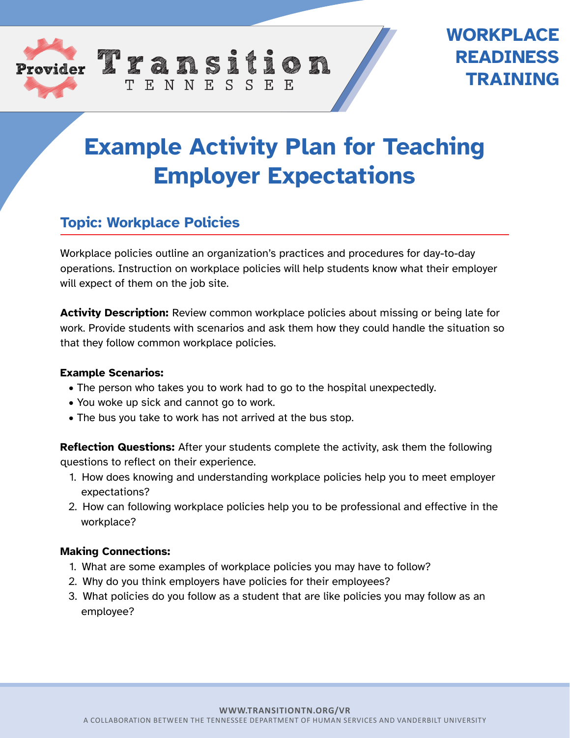Provider Transition TENNESSEE

WORKPLACE READINESS TRAINING

# Example Activity Plan for Teaching Employer Expectations

## Topic: Workplace Policies

Workplace policies outline an organization's practices and procedures for day-to-day operations. Instruction on workplace policies will help students know what their employer will expect of them on the job site.

**Activity Description:** Review common workplace policies about missing or being late for work. Provide students with scenarios and ask them how they could handle the situation so that they follow common workplace policies.

**Example Scenarios:**

- The person who takes you to work had to go to the hospital unexpectedly.
- You woke up sick and cannot go to work.
- The bus you take to work has not arrived at the bus stop.

**Reflection Questions:** After your students complete the activity, ask them the following questions to reflect on their experience.

1. How does knowing and understanding workplace policies help you to meet employer expectations?
2. How can following workplace policies help you to be professional and effective in the workplace?

**Making Connections:**

1. What are some examples of workplace policies you may have to follow?
2. Why do you think employers have policies for their employees?
3. What policies do you follow as a student that are like policies you may follow as an employee?

WWW.TRANSITIONTN.ORG/VR

A COLLABORATION BETWEEN THE TENNESSEE DEPARTMENT OF HUMAN SERVICES AND VANDERBILT UNIVERSITY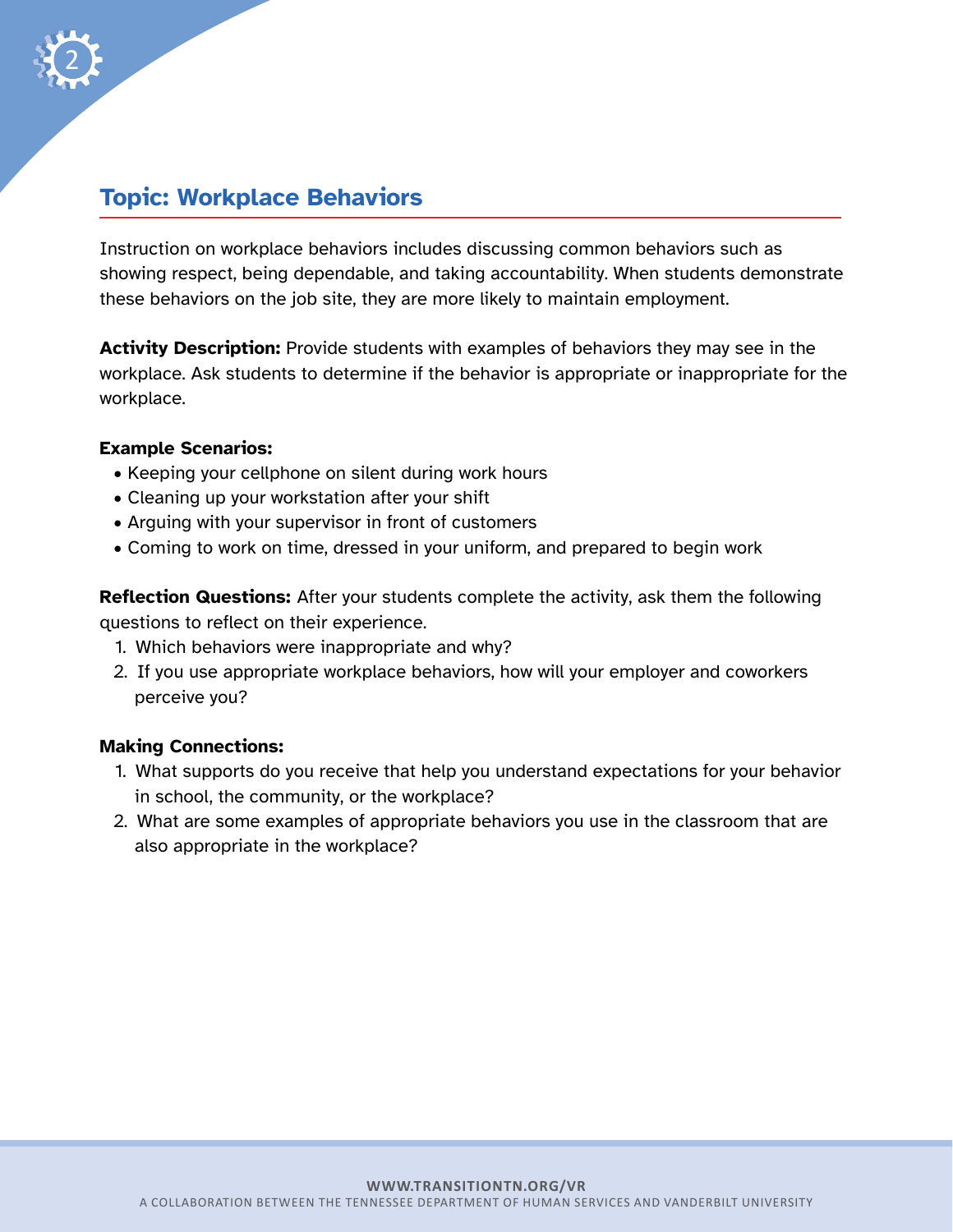## Topic: Workplace Behaviors

Instruction on workplace behaviors includes discussing common behaviors such as showing respect, being dependable, and taking accountability. When students demonstrate these behaviors on the job site, they are more likely to maintain employment.

**Activity Description:** Provide students with examples of behaviors they may see in the workplace. Ask students to determine if the behavior is appropriate or inappropriate for the workplace.

**Example Scenarios:**

- Keeping your cellphone on silent during work hours
- Cleaning up your workstation after your shift
- Arguing with your supervisor in front of customers
- Coming to work on time, dressed in your uniform, and prepared to begin work

**Reflection Questions:** After your students complete the activity, ask them the following questions to reflect on their experience.

1. Which behaviors were inappropriate and why?
2. If you use appropriate workplace behaviors, how will your employer and coworkers perceive you?

**Making Connections:**

1. What supports do you receive that help you understand expectations for your behavior in school, the community, or the workplace?
2. What are some examples of appropriate behaviors you use in the classroom that are also appropriate in the workplace?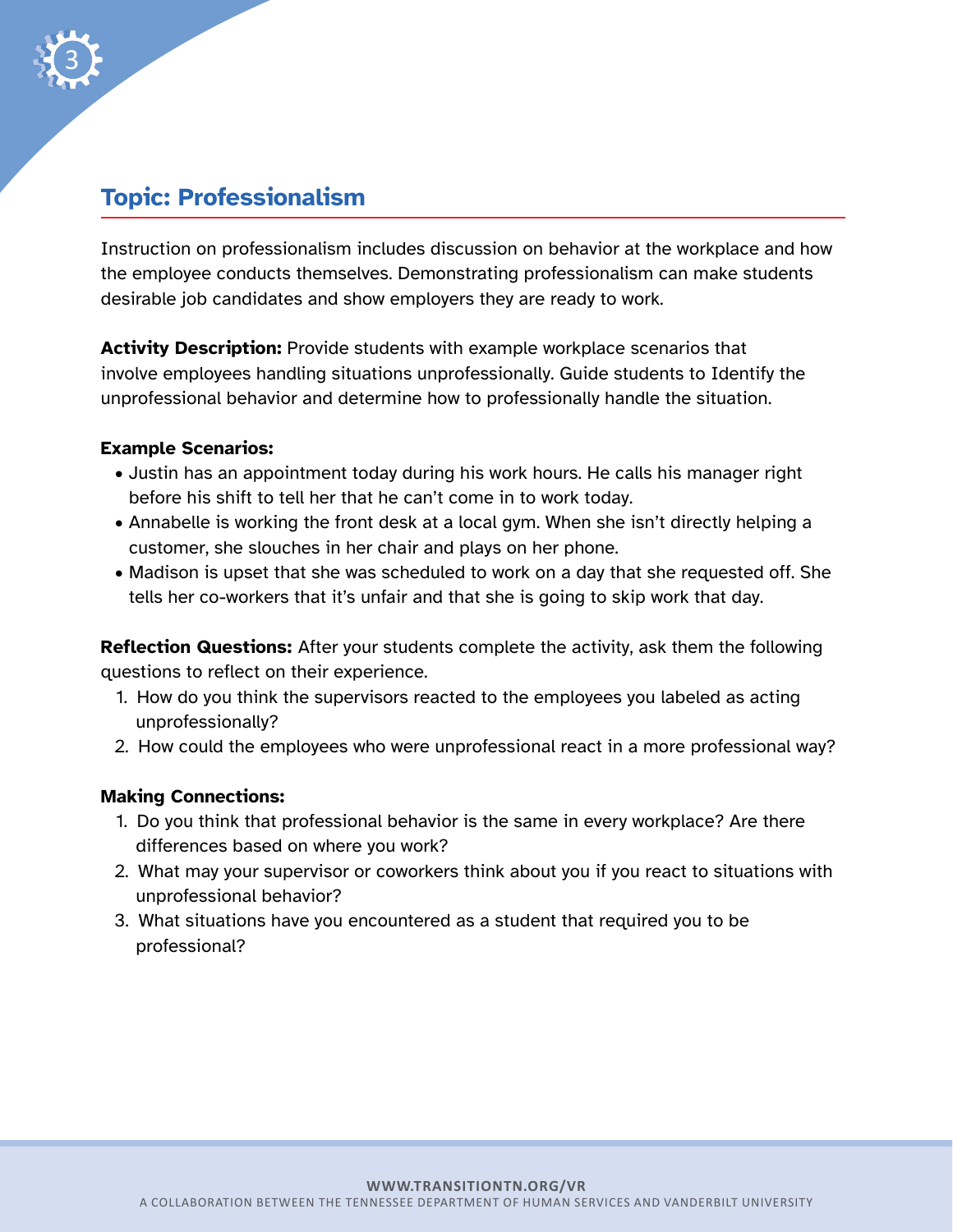## Topic: Professionalism

Instruction on professionalism includes discussion on behavior at the workplace and how the employee conducts themselves. Demonstrating professionalism can make students desirable job candidates and show employers they are ready to work.

**Activity Description:** Provide students with example workplace scenarios that involve employees handling situations unprofessionally. Guide students to Identify the unprofessional behavior and determine how to professionally handle the situation.

**Example Scenarios:**

- Justin has an appointment today during his work hours. He calls his manager right before his shift to tell her that he can't come in to work today.
- Annabelle is working the front desk at a local gym. When she isn't directly helping a customer, she slouches in her chair and plays on her phone.
- Madison is upset that she was scheduled to work on a day that she requested off. She tells her co-workers that it's unfair and that she is going to skip work that day.

**Reflection Questions:** After your students complete the activity, ask them the following questions to reflect on their experience.

1. How do you think the supervisors reacted to the employees you labeled as acting unprofessionally?
2. How could the employees who were unprofessional react in a more professional way?

**Making Connections:**

1. Do you think that professional behavior is the same in every workplace? Are there differences based on where you work?
2. What may your supervisor or coworkers think about you if you react to situations with unprofessional behavior?
3. What situations have you encountered as a student that required you to be professional?